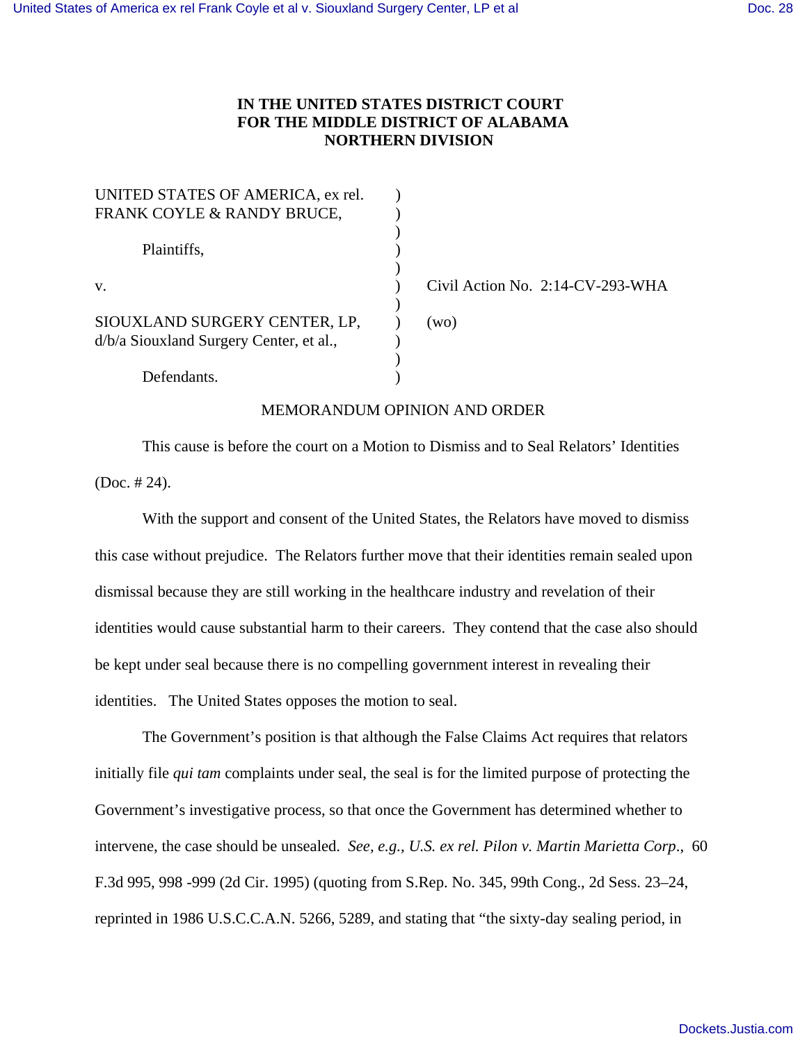# IN THE UNITED STATES DISTRICT COURT FOR THE MIDDLE DISTRICT OF ALABAMA NORTHERN DIVISION

UNITED STATES OF AMERICA, ex rel. FRANK COYLE & RANDY BRUCE,

Plaintiffs,

v.

SIOUXLAND SURGERY CENTER, LP, d/b/a Siouxland Surgery Center, et al.,

Defendants.

Civil Action No. 2:14-CV-293-WHA

(wo)

## MEMORANDUM OPINION AND ORDER

This cause is before the court on a Motion to Dismiss and to Seal Relators' Identities (Doc. # 24).

With the support and consent of the United States, the Relators have moved to dismiss this case without prejudice. The Relators further move that their identities remain sealed upon dismissal because they are still working in the healthcare industry and revelation of their identities would cause substantial harm to their careers. They contend that the case also should be kept under seal because there is no compelling government interest in revealing their identities. The United States opposes the motion to seal.

The Government's position is that although the False Claims Act requires that relators initially file *qui tam* complaints under seal, the seal is for the limited purpose of protecting the Government's investigative process, so that once the Government has determined whether to intervene, the case should be unsealed. *See, e.g., U.S. ex rel. Pilon v. Martin Marietta Corp*., 60 F.3d 995, 998 -999 (2d Cir. 1995) (quoting from S.Rep. No. 345, 99th Cong., 2d Sess. 23–24, reprinted in 1986 U.S.C.C.A.N. 5266, 5289, and stating that "the sixty-day sealing period, in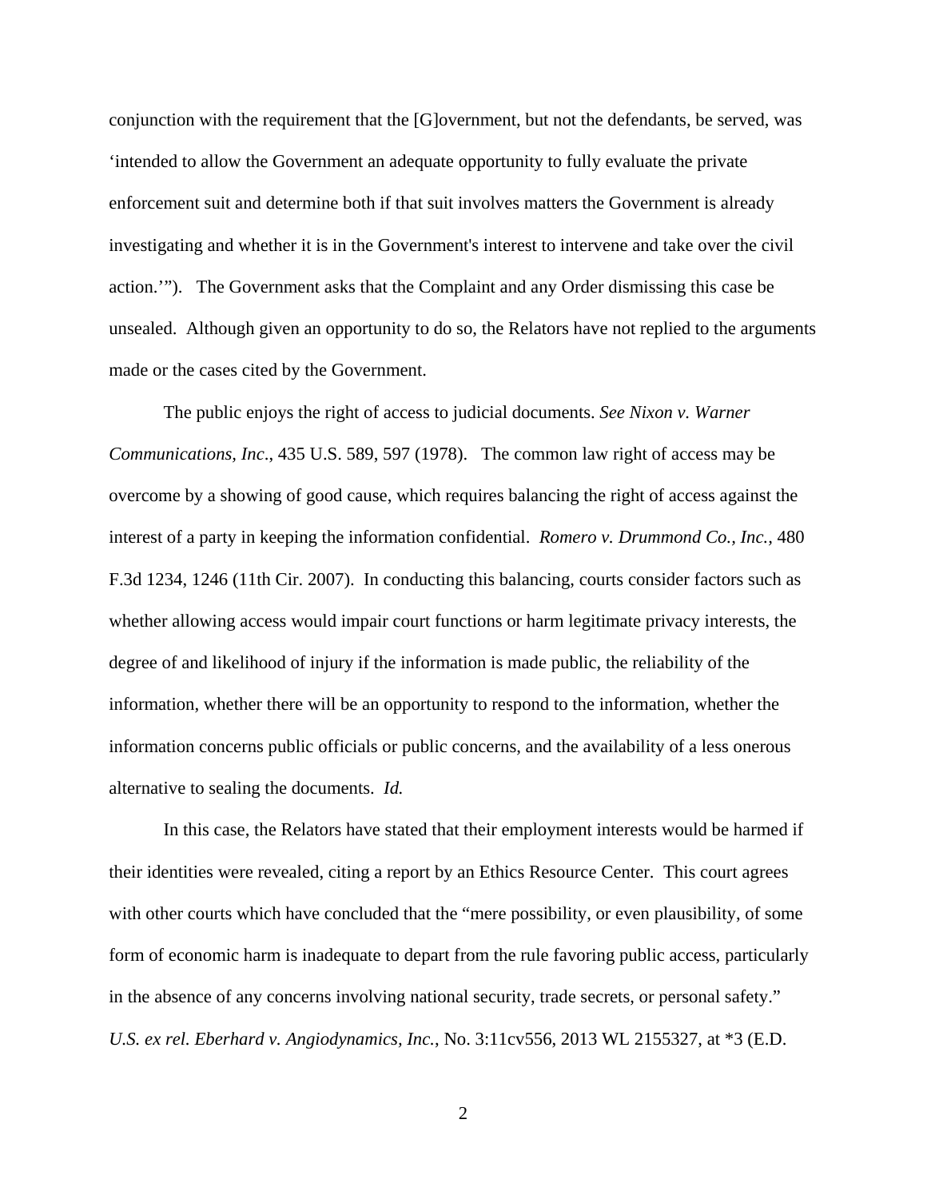conjunction with the requirement that the [G]overnment, but not the defendants, be served, was 'intended to allow the Government an adequate opportunity to fully evaluate the private enforcement suit and determine both if that suit involves matters the Government is already investigating and whether it is in the Government's interest to intervene and take over the civil action.'"). The Government asks that the Complaint and any Order dismissing this case be unsealed. Although given an opportunity to do so, the Relators have not replied to the arguments made or the cases cited by the Government.

The public enjoys the right of access to judicial documents. *See Nixon v. Warner Communications, Inc*., 435 U.S. 589, 597 (1978). The common law right of access may be overcome by a showing of good cause, which requires balancing the right of access against the interest of a party in keeping the information confidential. *Romero v. Drummond Co., Inc.*, 480 F.3d 1234, 1246 (11th Cir. 2007). In conducting this balancing, courts consider factors such as whether allowing access would impair court functions or harm legitimate privacy interests, the degree of and likelihood of injury if the information is made public, the reliability of the information, whether there will be an opportunity to respond to the information, whether the information concerns public officials or public concerns, and the availability of a less onerous alternative to sealing the documents. *Id.*

In this case, the Relators have stated that their employment interests would be harmed if their identities were revealed, citing a report by an Ethics Resource Center. This court agrees with other courts which have concluded that the "mere possibility, or even plausibility, of some form of economic harm is inadequate to depart from the rule favoring public access, particularly in the absence of any concerns involving national security, trade secrets, or personal safety." *U.S. ex rel. Eberhard v. Angiodynamics, Inc.*, No. 3:11cv556, 2013 WL 2155327, at *3 (E.D.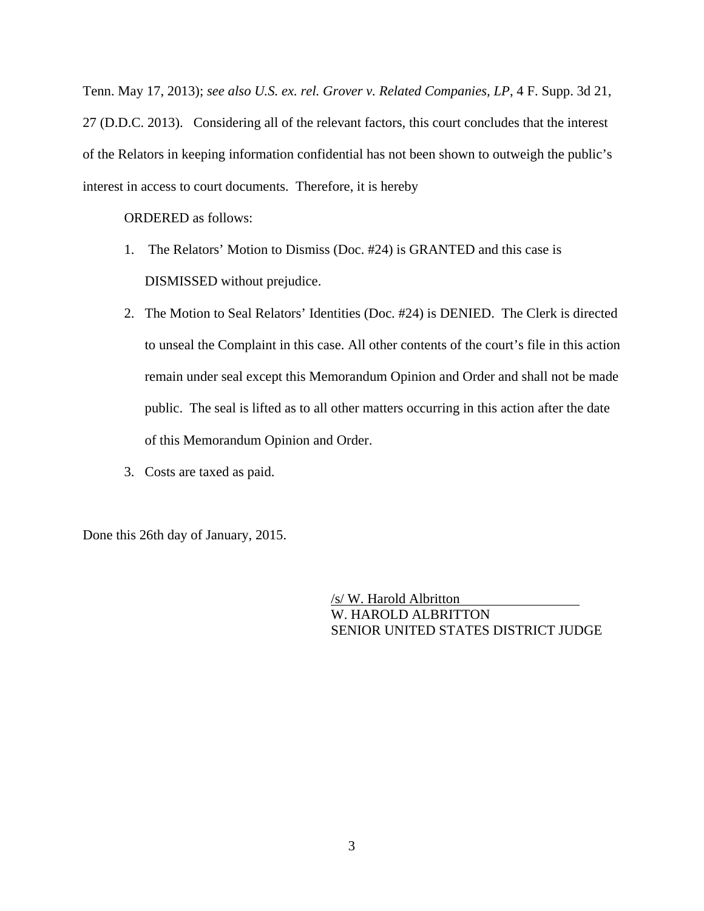Tenn. May 17, 2013); *see also U.S. ex. rel. Grover v. Related Companies, LP*, 4 F. Supp. 3d 21, 27 (D.D.C. 2013). Considering all of the relevant factors, this court concludes that the interest of the Relators in keeping information confidential has not been shown to outweigh the public's interest in access to court documents. Therefore, it is hereby

ORDERED as follows:

1. The Relators' Motion to Dismiss (Doc. #24) is GRANTED and this case is DISMISSED without prejudice.
2. The Motion to Seal Relators' Identities (Doc. #24) is DENIED. The Clerk is directed to unseal the Complaint in this case. All other contents of the court's file in this action remain under seal except this Memorandum Opinion and Order and shall not be made public. The seal is lifted as to all other matters occurring in this action after the date of this Memorandum Opinion and Order.
3. Costs are taxed as paid.

Done this 26th day of January, 2015.

/s/ W. Harold Albritton
W. HAROLD ALBRITTON
SENIOR UNITED STATES DISTRICT JUDGE